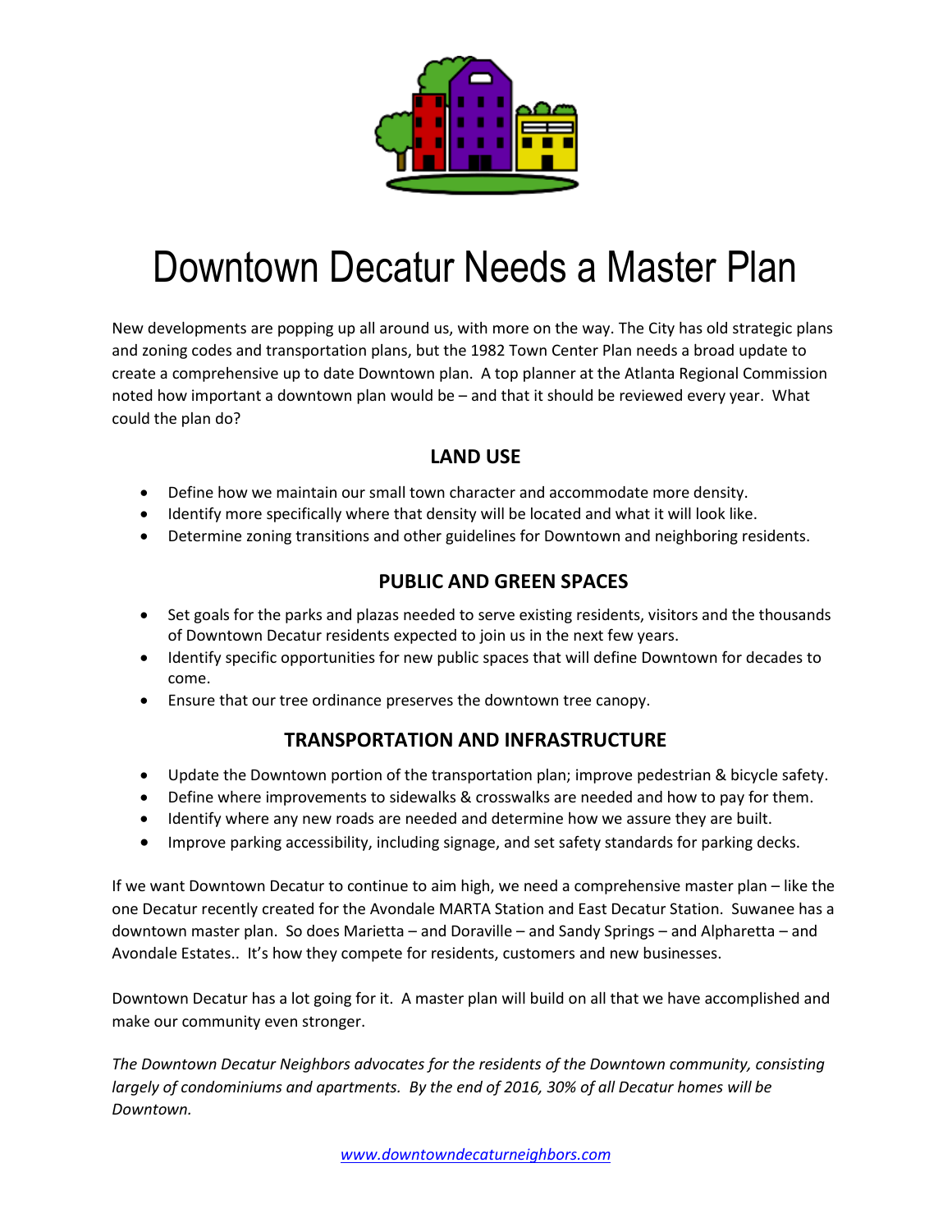# Downtown Decatur Needs a Master Plan

New developments are popping up all around us, with more on the way. The City has old strategic plans and zoning codes and transportation plans, but the 1982 Town Center Plan needs a broad update to create a comprehensive up to date Downtown plan. A top planner at the Atlanta Regional Commission noted how important a downtown plan would be – and that it should be reviewed every year. What could the plan do?

## LAND USE

- Define how we maintain our small town character and accommodate more density.
- Identify more specifically where that density will be located and what it will look like.
- Determine zoning transitions and other guidelines for Downtown and neighboring residents.

## PUBLIC AND GREEN SPACES

- Set goals for the parks and plazas needed to serve existing residents, visitors and the thousands of Downtown Decatur residents expected to join us in the next few years.
- Identify specific opportunities for new public spaces that will define Downtown for decades to come.
- Ensure that our tree ordinance preserves the downtown tree canopy.

## TRANSPORTATION AND INFRASTRUCTURE

- Update the Downtown portion of the transportation plan; improve pedestrian & bicycle safety.
- Define where improvements to sidewalks & crosswalks are needed and how to pay for them.
- Identify where any new roads are needed and determine how we assure they are built.
- Improve parking accessibility, including signage, and set safety standards for parking decks.

If we want Downtown Decatur to continue to aim high, we need a comprehensive master plan – like the one Decatur recently created for the Avondale MARTA Station and East Decatur Station. Suwanee has a downtown master plan. So does Marietta – and Doraville – and Sandy Springs – and Alpharetta – and Avondale Estates.. It's how they compete for residents, customers and new businesses.

Downtown Decatur has a lot going for it. A master plan will build on all that we have accomplished and make our community even stronger.

*The Downtown Decatur Neighbors advocates for the residents of the Downtown community, consisting largely of condominiums and apartments. By the end of 2016, 30% of all Decatur homes will be Downtown.*

www.downtowndecaturneighbors.com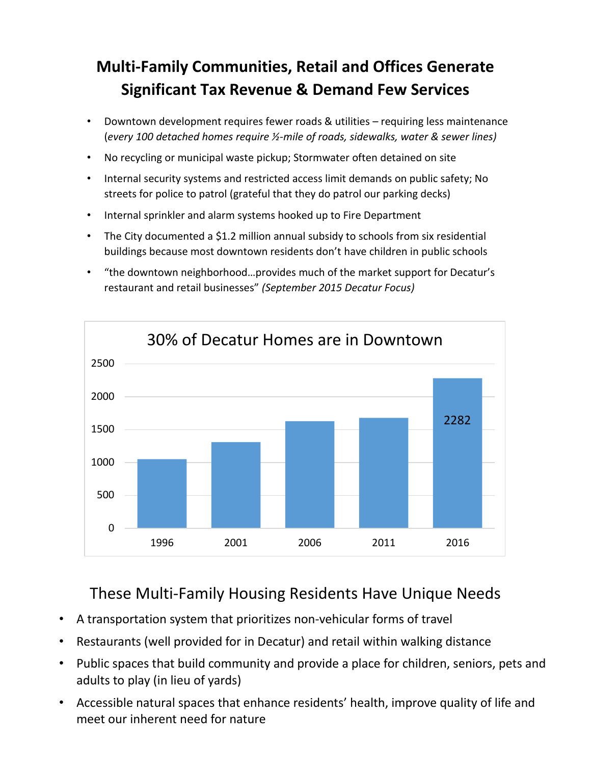# Multi-Family Communities, Retail and Offices Generate Significant Tax Revenue & Demand Few Services

- Downtown development requires fewer roads & utilities – requiring less maintenance (*every 100 detached homes require ½-mile of roads, sidewalks, water & sewer lines)*
- No recycling or municipal waste pickup; Stormwater often detained on site
- Internal security systems and restricted access limit demands on public safety; No streets for police to patrol (grateful that they do patrol our parking decks)
- Internal sprinkler and alarm systems hooked up to Fire Department
- The City documented a $1.2 million annual subsidy to schools from six residential buildings because most downtown residents don't have children in public schools
- "the downtown neighborhood…provides much of the market support for Decatur's restaurant and retail businesses" *(September 2015 Decatur Focus)*

30% of Decatur Homes are in Downtown

2500
2000
1500
1000
500
0

1996
2001
2006
2011
2016

2282

## These Multi-Family Housing Residents Have Unique Needs

- A transportation system that prioritizes non-vehicular forms of travel
- Restaurants (well provided for in Decatur) and retail within walking distance
- Public spaces that build community and provide a place for children, seniors, pets and adults to play (in lieu of yards)
- Accessible natural spaces that enhance residents' health, improve quality of life and meet our inherent need for nature